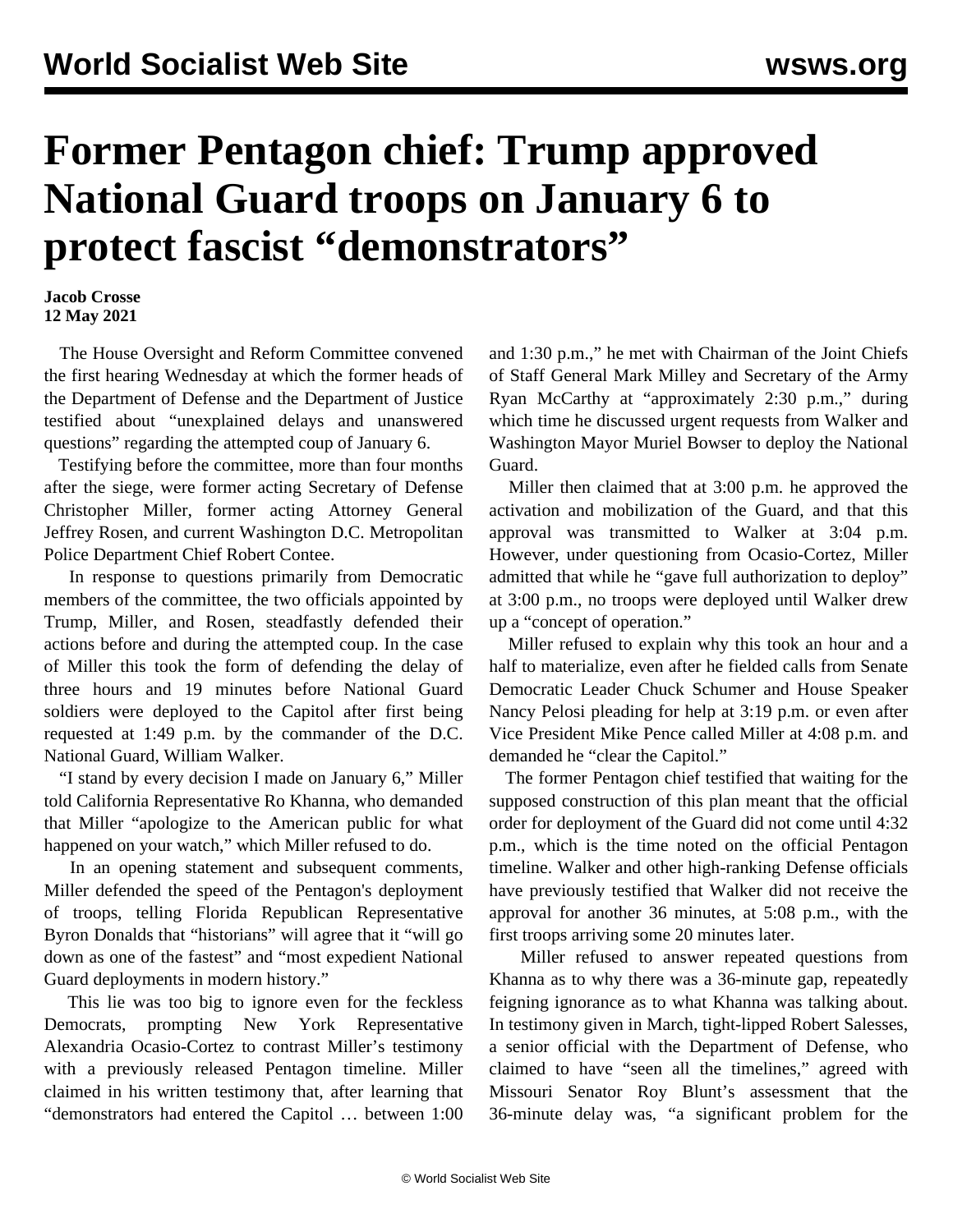# Former Pentagon chief: Trump approved National Guard troops on January 6 to protect fascist "demonstrators"

**Jacob Crosse**
**12 May 2021**

The House Oversight and Reform Committee convened the first hearing Wednesday at which the former heads of the Department of Defense and the Department of Justice testified about "unexplained delays and unanswered questions" regarding the attempted coup of January 6.

Testifying before the committee, more than four months after the siege, were former acting Secretary of Defense Christopher Miller, former acting Attorney General Jeffrey Rosen, and current Washington D.C. Metropolitan Police Department Chief Robert Contee.

In response to questions primarily from Democratic members of the committee, the two officials appointed by Trump, Miller, and Rosen, steadfastly defended their actions before and during the attempted coup. In the case of Miller this took the form of defending the delay of three hours and 19 minutes before National Guard soldiers were deployed to the Capitol after first being requested at 1:49 p.m. by the commander of the D.C. National Guard, William Walker.

"I stand by every decision I made on January 6," Miller told California Representative Ro Khanna, who demanded that Miller "apologize to the American public for what happened on your watch," which Miller refused to do.

In an opening statement and subsequent comments, Miller defended the speed of the Pentagon's deployment of troops, telling Florida Republican Representative Byron Donalds that "historians" will agree that it "will go down as one of the fastest" and "most expedient National Guard deployments in modern history."

This lie was too big to ignore even for the feckless Democrats, prompting New York Representative Alexandria Ocasio-Cortez to contrast Miller's testimony with a previously released Pentagon timeline. Miller claimed in his written testimony that, after learning that "demonstrators had entered the Capitol … between 1:00 and 1:30 p.m.," he met with Chairman of the Joint Chiefs of Staff General Mark Milley and Secretary of the Army Ryan McCarthy at "approximately 2:30 p.m.," during which time he discussed urgent requests from Walker and Washington Mayor Muriel Bowser to deploy the National Guard.

Miller then claimed that at 3:00 p.m. he approved the activation and mobilization of the Guard, and that this approval was transmitted to Walker at 3:04 p.m. However, under questioning from Ocasio-Cortez, Miller admitted that while he "gave full authorization to deploy" at 3:00 p.m., no troops were deployed until Walker drew up a "concept of operation."

Miller refused to explain why this took an hour and a half to materialize, even after he fielded calls from Senate Democratic Leader Chuck Schumer and House Speaker Nancy Pelosi pleading for help at 3:19 p.m. or even after Vice President Mike Pence called Miller at 4:08 p.m. and demanded he "clear the Capitol."

The former Pentagon chief testified that waiting for the supposed construction of this plan meant that the official order for deployment of the Guard did not come until 4:32 p.m., which is the time noted on the official Pentagon timeline. Walker and other high-ranking Defense officials have previously testified that Walker did not receive the approval for another 36 minutes, at 5:08 p.m., with the first troops arriving some 20 minutes later.

Miller refused to answer repeated questions from Khanna as to why there was a 36-minute gap, repeatedly feigning ignorance as to what Khanna was talking about. In testimony given in March, tight-lipped Robert Salesses, a senior official with the Department of Defense, who claimed to have "seen all the timelines," agreed with Missouri Senator Roy Blunt's assessment that the 36-minute delay was, "a significant problem for the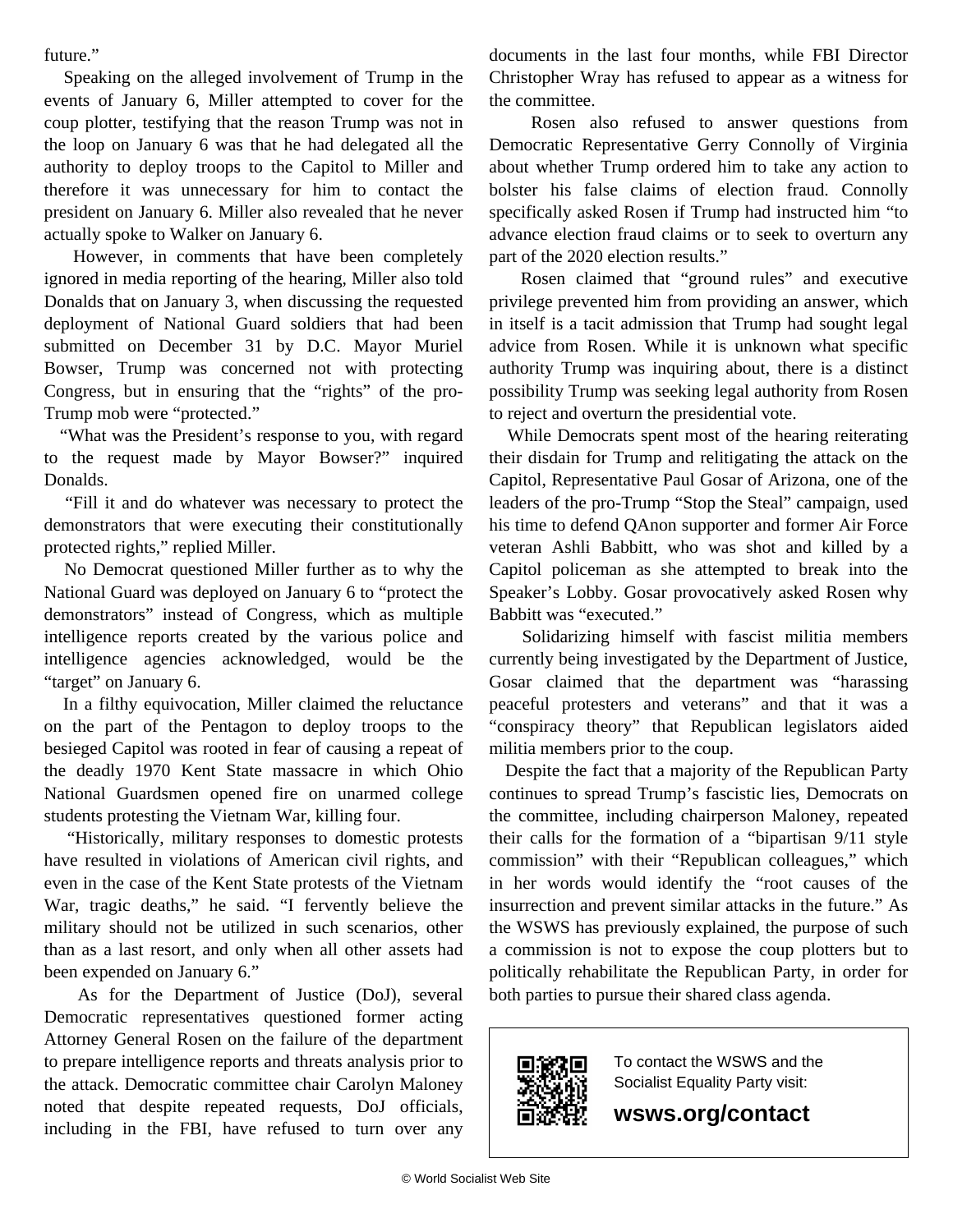future."

Speaking on the alleged involvement of Trump in the events of January 6, Miller attempted to cover for the coup plotter, testifying that the reason Trump was not in the loop on January 6 was that he had delegated all the authority to deploy troops to the Capitol to Miller and therefore it was unnecessary for him to contact the president on January 6. Miller also revealed that he never actually spoke to Walker on January 6.

However, in comments that have been completely ignored in media reporting of the hearing, Miller also told Donalds that on January 3, when discussing the requested deployment of National Guard soldiers that had been submitted on December 31 by D.C. Mayor Muriel Bowser, Trump was concerned not with protecting Congress, but in ensuring that the "rights" of the pro-Trump mob were "protected."

"What was the President's response to you, with regard to the request made by Mayor Bowser?" inquired Donalds.

"Fill it and do whatever was necessary to protect the demonstrators that were executing their constitutionally protected rights," replied Miller.

No Democrat questioned Miller further as to why the National Guard was deployed on January 6 to "protect the demonstrators" instead of Congress, which as multiple intelligence reports created by the various police and intelligence agencies acknowledged, would be the "target" on January 6.

In a filthy equivocation, Miller claimed the reluctance on the part of the Pentagon to deploy troops to the besieged Capitol was rooted in fear of causing a repeat of the deadly 1970 Kent State massacre in which Ohio National Guardsmen opened fire on unarmed college students protesting the Vietnam War, killing four.

"Historically, military responses to domestic protests have resulted in violations of American civil rights, and even in the case of the Kent State protests of the Vietnam War, tragic deaths," he said. "I fervently believe the military should not be utilized in such scenarios, other than as a last resort, and only when all other assets had been expended on January 6."

As for the Department of Justice (DoJ), several Democratic representatives questioned former acting Attorney General Rosen on the failure of the department to prepare intelligence reports and threats analysis prior to the attack. Democratic committee chair Carolyn Maloney noted that despite repeated requests, DoJ officials, including in the FBI, have refused to turn over any documents in the last four months, while FBI Director Christopher Wray has refused to appear as a witness for the committee.

Rosen also refused to answer questions from Democratic Representative Gerry Connolly of Virginia about whether Trump ordered him to take any action to bolster his false claims of election fraud. Connolly specifically asked Rosen if Trump had instructed him "to advance election fraud claims or to seek to overturn any part of the 2020 election results."

Rosen claimed that "ground rules" and executive privilege prevented him from providing an answer, which in itself is a tacit admission that Trump had sought legal advice from Rosen. While it is unknown what specific authority Trump was inquiring about, there is a distinct possibility Trump was seeking legal authority from Rosen to reject and overturn the presidential vote.

While Democrats spent most of the hearing reiterating their disdain for Trump and relitigating the attack on the Capitol, Representative Paul Gosar of Arizona, one of the leaders of the pro-Trump "Stop the Steal" campaign, used his time to defend QAnon supporter and former Air Force veteran Ashli Babbitt, who was shot and killed by a Capitol policeman as she attempted to break into the Speaker's Lobby. Gosar provocatively asked Rosen why Babbitt was "executed."

Solidarizing himself with fascist militia members currently being investigated by the Department of Justice, Gosar claimed that the department was "harassing peaceful protesters and veterans" and that it was a "conspiracy theory" that Republican legislators aided militia members prior to the coup.

Despite the fact that a majority of the Republican Party continues to spread Trump's fascistic lies, Democrats on the committee, including chairperson Maloney, repeated their calls for the formation of a "bipartisan 9/11 style commission" with their "Republican colleagues," which in her words would identify the "root causes of the insurrection and prevent similar attacks in the future." As the WSWS has previously explained, the purpose of such a commission is not to expose the coup plotters but to politically rehabilitate the Republican Party, in order for both parties to pursue their shared class agenda.

To contact the WSWS and the Socialist Equality Party visit:

**wsws.org/contact**